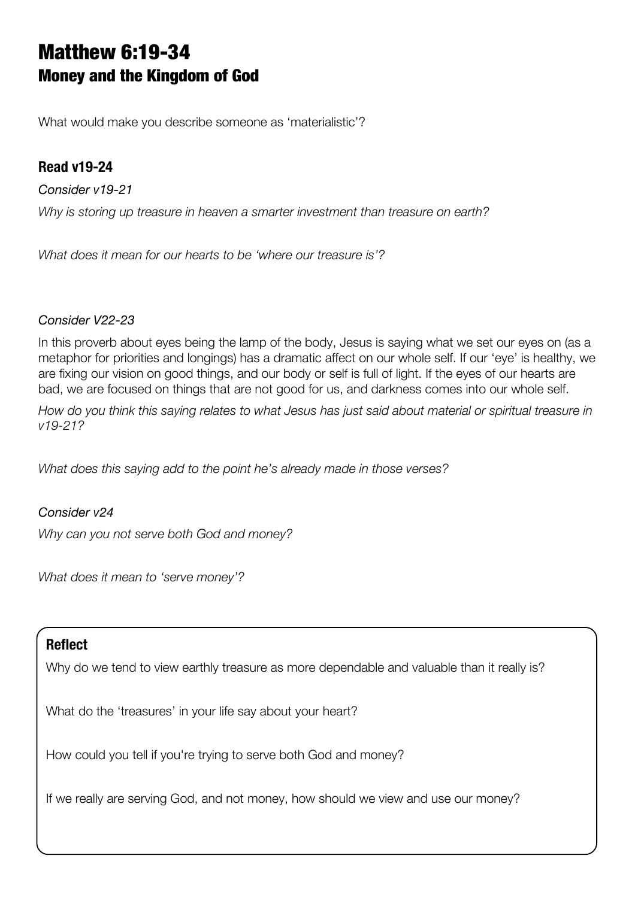# Matthew 6:19-34
## Money and the Kingdom of God

What would make you describe someone as 'materialistic'?

### Read v19-24

*Consider v19-21*

*Why is storing up treasure in heaven a smarter investment than treasure on earth?*

*What does it mean for our hearts to be 'where our treasure is'?*

*Consider V22-23*

In this proverb about eyes being the lamp of the body, Jesus is saying what we set our eyes on (as a metaphor for priorities and longings) has a dramatic affect on our whole self. If our 'eye' is healthy, we are fixing our vision on good things, and our body or self is full of light. If the eyes of our hearts are bad, we are focused on things that are not good for us, and darkness comes into our whole self.

*How do you think this saying relates to what Jesus has just said about material or spiritual treasure in v19-21?*

*What does this saying add to the point he's already made in those verses?*

*Consider v24*

*Why can you not serve both God and money?*

*What does it mean to 'serve money'?*

### Reflect

Why do we tend to view earthly treasure as more dependable and valuable than it really is?

What do the 'treasures' in your life say about your heart?

How could you tell if you're trying to serve both God and money?

If we really are serving God, and not money, how should we view and use our money?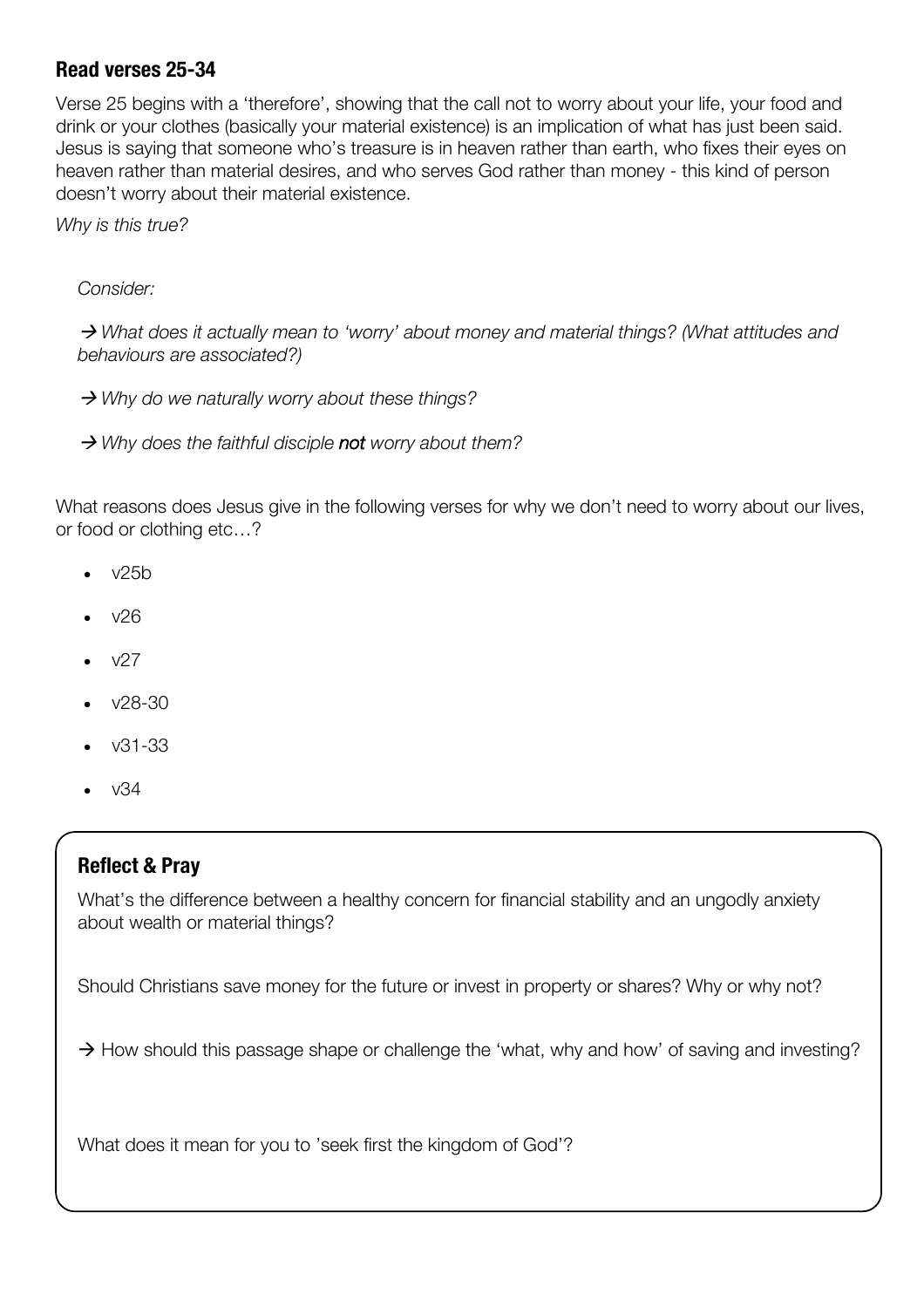## Read verses 25-34

Verse 25 begins with a 'therefore', showing that the call not to worry about your life, your food and drink or your clothes (basically your material existence) is an implication of what has just been said. Jesus is saying that someone who's treasure is in heaven rather than earth, who fixes their eyes on heaven rather than material desires, and who serves God rather than money - this kind of person doesn't worry about their material existence.

*Why is this true?*

*Consider:*

*→ What does it actually mean to 'worry' about money and material things? (What attitudes and behaviours are associated?)*

*→ Why do we naturally worry about these things?*

*→ Why does the faithful disciple **not** worry about them?*

What reasons does Jesus give in the following verses for why we don't need to worry about our lives, or food or clothing etc…?

- v25b
- v26
- v27
- v28-30
- v31-33
- v34

### Reflect & Pray

What's the difference between a healthy concern for financial stability and an ungodly anxiety about wealth or material things?

Should Christians save money for the future or invest in property or shares? Why or why not?

→ How should this passage shape or challenge the 'what, why and how' of saving and investing?

What does it mean for you to 'seek first the kingdom of God'?